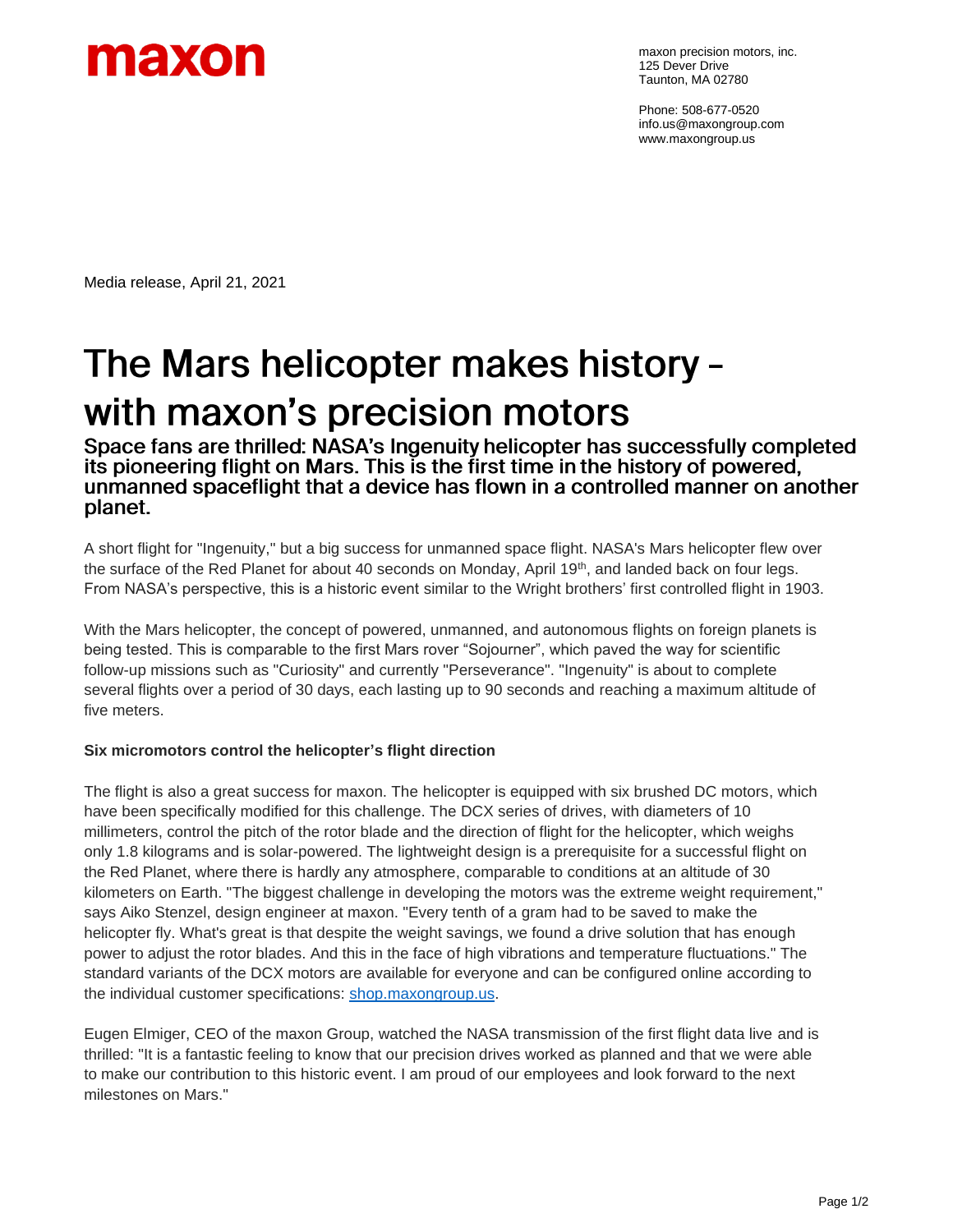**maxon**

maxon precision motors, inc.
125 Dever Drive
Taunton, MA 02780

Phone: 508-677-0520
info.us@maxongroup.com
www.maxongroup.us

Media release, April 21, 2021

# The Mars helicopter makes history – with maxon's precision motors

## Space fans are thrilled: NASA's Ingenuity helicopter has successfully completed its pioneering flight on Mars. This is the first time in the history of powered, unmanned spaceflight that a device has flown in a controlled manner on another planet.

A short flight for "Ingenuity," but a big success for unmanned space flight. NASA's Mars helicopter flew over the surface of the Red Planet for about 40 seconds on Monday, April 19th, and landed back on four legs. From NASA's perspective, this is a historic event similar to the Wright brothers' first controlled flight in 1903.

With the Mars helicopter, the concept of powered, unmanned, and autonomous flights on foreign planets is being tested. This is comparable to the first Mars rover "Sojourner", which paved the way for scientific follow-up missions such as "Curiosity" and currently "Perseverance". "Ingenuity" is about to complete several flights over a period of 30 days, each lasting up to 90 seconds and reaching a maximum altitude of five meters.

**Six micromotors control the helicopter's flight direction**

The flight is also a great success for maxon. The helicopter is equipped with six brushed DC motors, which have been specifically modified for this challenge. The DCX series of drives, with diameters of 10 millimeters, control the pitch of the rotor blade and the direction of flight for the helicopter, which weighs only 1.8 kilograms and is solar-powered. The lightweight design is a prerequisite for a successful flight on the Red Planet, where there is hardly any atmosphere, comparable to conditions at an altitude of 30 kilometers on Earth. "The biggest challenge in developing the motors was the extreme weight requirement," says Aiko Stenzel, design engineer at maxon. "Every tenth of a gram had to be saved to make the helicopter fly. What's great is that despite the weight savings, we found a drive solution that has enough power to adjust the rotor blades. And this in the face of high vibrations and temperature fluctuations." The standard variants of the DCX motors are available for everyone and can be configured online according to the individual customer specifications: [shop.maxongroup.us](shop.maxongroup.us).

Eugen Elmiger, CEO of the maxon Group, watched the NASA transmission of the first flight data live and is thrilled: "It is a fantastic feeling to know that our precision drives worked as planned and that we were able to make our contribution to this historic event. I am proud of our employees and look forward to the next milestones on Mars."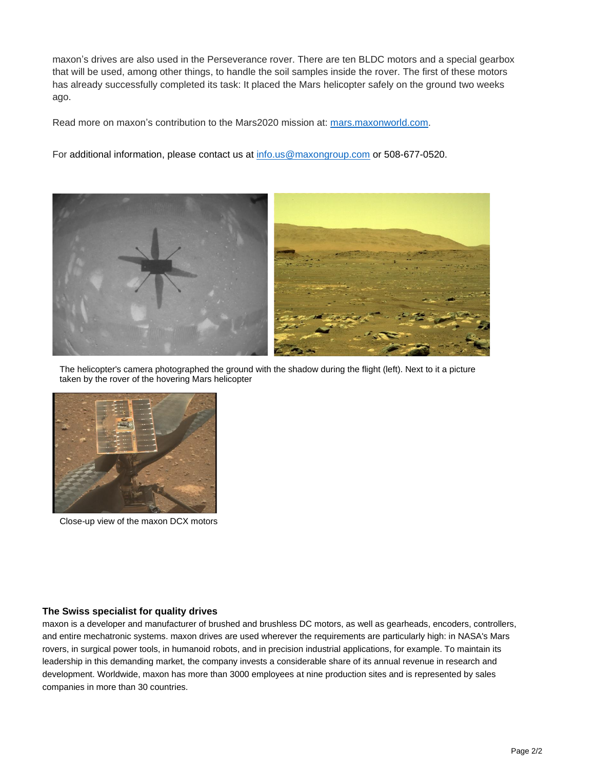maxon's drives are also used in the Perseverance rover. There are ten BLDC motors and a special gearbox that will be used, among other things, to handle the soil samples inside the rover. The first of these motors has already successfully completed its task: It placed the Mars helicopter safely on the ground two weeks ago.

Read more on maxon's contribution to the Mars2020 mission at: [mars.maxonworld.com](mars.maxonworld.com).

For additional information, please contact us at [info.us@maxongroup.com](mailto:info.us@maxongroup.com) or 508-677-0520.

The helicopter's camera photographed the ground with the shadow during the flight (left). Next to it a picture taken by the rover of the hovering Mars helicopter

Close-up view of the maxon DCX motors

**The Swiss specialist for quality drives**

maxon is a developer and manufacturer of brushed and brushless DC motors, as well as gearheads, encoders, controllers, and entire mechatronic systems. maxon drives are used wherever the requirements are particularly high: in NASA's Mars rovers, in surgical power tools, in humanoid robots, and in precision industrial applications, for example. To maintain its leadership in this demanding market, the company invests a considerable share of its annual revenue in research and development. Worldwide, maxon has more than 3000 employees at nine production sites and is represented by sales companies in more than 30 countries.